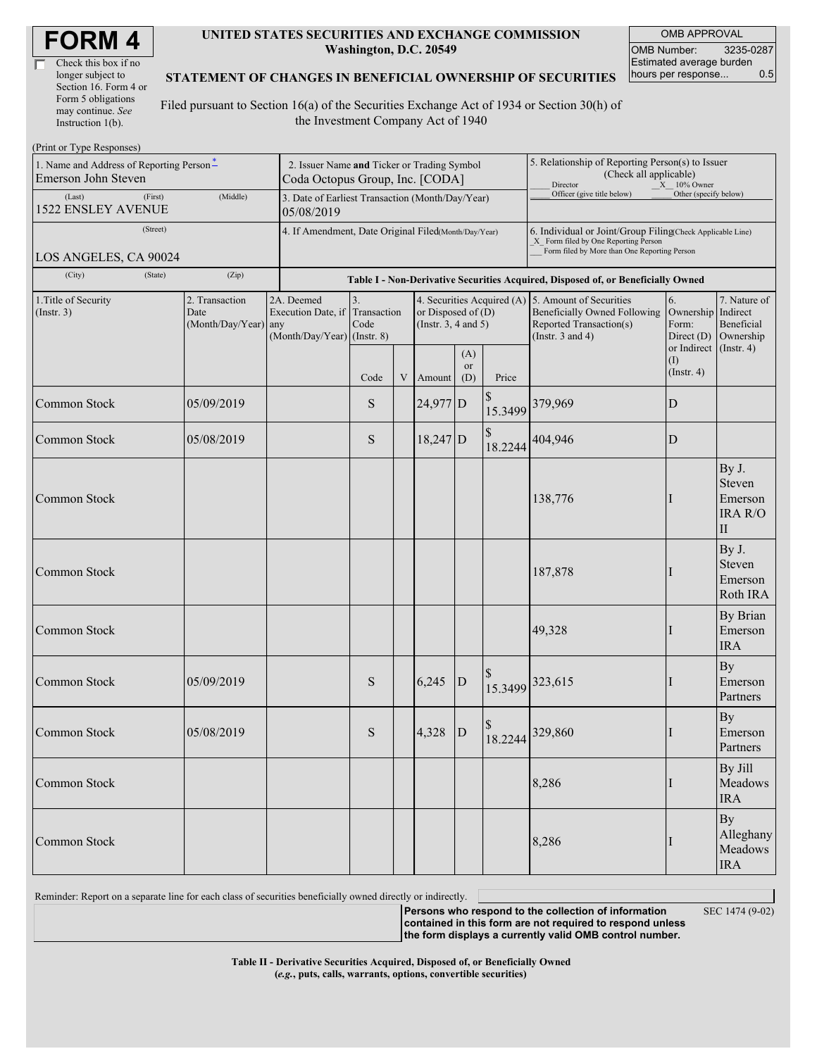# FORM 4

☐ Check this box if no longer subject to Section 16. Form 4 or Form 5 obligations may continue. *See* Instruction 1(b).

**UNITED STATES SECURITIES AND EXCHANGE COMMISSION**
**Washington, D.C. 20549**

**STATEMENT OF CHANGES IN BENEFICIAL OWNERSHIP OF SECURITIES**

Filed pursuant to Section 16(a) of the Securities Exchange Act of 1934 or Section 30(h) of the Investment Company Act of 1940

| OMB APPROVAL | |
|---|---|
| OMB Number: | 3235-0287 |
| Estimated average burden hours per response... | 0.5 |

(Print or Type Responses)

1. Name and Address of Reporting Person*
Emerson John Steven
(Last) (First) (Middle)
1522 ENSLEY AVENUE
(Street)
LOS ANGELES, CA 90024
(City) (State) (Zip)

2. Issuer Name **and** Ticker or Trading Symbol
Coda Octopus Group, Inc. [CODA]

3. Date of Earliest Transaction (Month/Day/Year)
05/08/2019

4. If Amendment, Date Original Filed (Month/Day/Year)

5. Relationship of Reporting Person(s) to Issuer (Check all applicable)
___ Director _X_ 10% Owner
___ Officer (give title below) ___ Other (specify below)

6. Individual or Joint/Group Filing (Check Applicable Line)
_X_ Form filed by One Reporting Person
___ Form filed by More than One Reporting Person

**Table I - Non-Derivative Securities Acquired, Disposed of, or Beneficially Owned**

| 1.Title of Security (Instr. 3) | 2. Transaction Date (Month/Day/Year) | 2A. Deemed Execution Date, if any (Month/Day/Year) | 3. Transaction Code (Instr. 8) | | 4. Securities Acquired (A) or Disposed of (D) (Instr. 3, 4 and 5) | | | 5. Amount of Securities Beneficially Owned Following Reported Transaction(s) (Instr. 3 and 4) | 6. Ownership Form: Direct (D) or Indirect (I) (Instr. 4) | 7. Nature of Indirect Beneficial Ownership (Instr. 4) |
|---|---|---|---|---|---|---|---|---|---|---|
| | | | Code | V | Amount | (A) or (D) | Price | | | |
| Common Stock | 05/09/2019 | | S | | 24,977 | D | $ 15.3499 | 379,969 | D | |
| Common Stock | 05/08/2019 | | S | | 18,247 | D | $ 18.2244 | 404,946 | D | |
| Common Stock | | | | | | | | 138,776 | I | By J. Steven Emerson IRA R/O II |
| Common Stock | | | | | | | | 187,878 | I | By J. Steven Emerson Roth IRA |
| Common Stock | | | | | | | | 49,328 | I | By Brian Emerson IRA |
| Common Stock | 05/09/2019 | | S | | 6,245 | D | $ 15.3499 | 323,615 | I | By Emerson Partners |
| Common Stock | 05/08/2019 | | S | | 4,328 | D | $ 18.2244 | 329,860 | I | By Emerson Partners |
| Common Stock | | | | | | | | 8,286 | I | By Jill Meadows IRA |
| Common Stock | | | | | | | | 8,286 | I | By Alleghany Meadows IRA |

Reminder: Report on a separate line for each class of securities beneficially owned directly or indirectly.

**Persons who respond to the collection of information contained in this form are not required to respond unless the form displays a currently valid OMB control number.**

SEC 1474 (9-02)

**Table II - Derivative Securities Acquired, Disposed of, or Beneficially Owned**
**(*e.g.*, puts, calls, warrants, options, convertible securities)**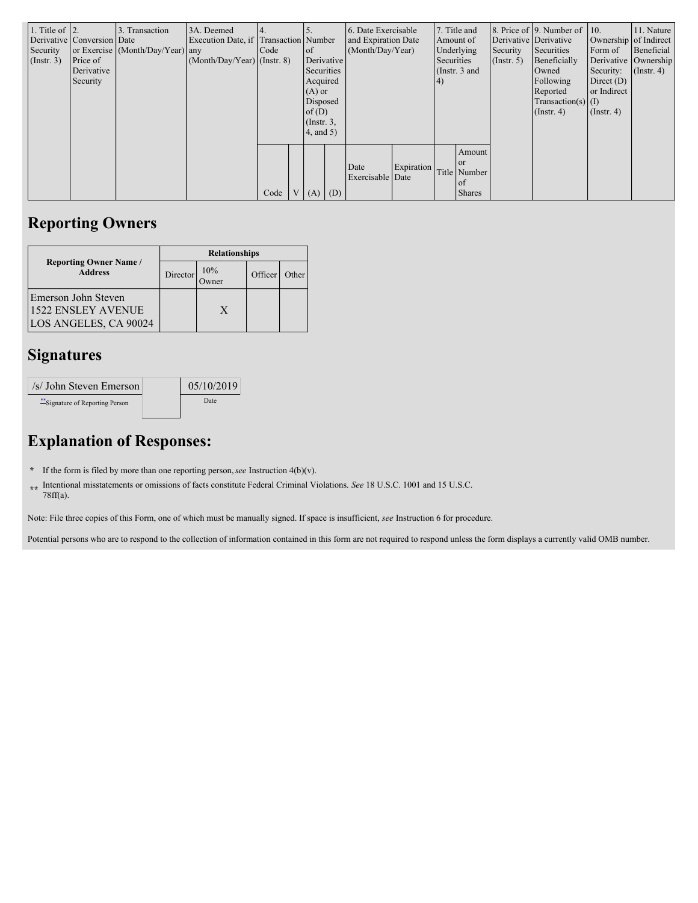| 1. Title of Derivative Security (Instr. 3) | 2. Conversion or Exercise Price of Derivative Security | 3. Transaction Date (Month/Day/Year) | 3A. Deemed Execution Date, if any (Month/Day/Year) | 4. Transaction Code (Instr. 8) | | 5. Number of Derivative Securities Acquired (A) or Disposed of (D) (Instr. 3, 4, and 5) | | 6. Date Exercisable and Expiration Date (Month/Day/Year) | | 7. Title and Amount of Underlying Securities (Instr. 3 and 4) | | 8. Price of Derivative Security (Instr. 5) | 9. Number of Derivative Securities Beneficially Owned Following Reported Transaction(s) (Instr. 4) | 10. Ownership Form of Derivative Security: Direct (D) or Indirect (I) (Instr. 4) | 11. Nature of Indirect Beneficial Ownership (Instr. 4) |
|---|---|---|---|---|---|---|---|---|---|---|---|---|---|---|---|
| | | | | Code | V | (A) | (D) | Date Exercisable | Expiration Date | Title | Amount or Number of Shares | | | | |

## Reporting Owners

| Reporting Owner Name / Address | Relationships | | | |
|---|---|---|---|---|
| | Director | 10% Owner | Officer | Other |
| Emerson John Steven<br>1522 ENSLEY AVENUE<br>LOS ANGELES, CA 90024 | | X | | |

## Signatures

| /s/ John Steven Emerson | | 05/10/2019 |
|---|---|---|
| **Signature of Reporting Person | | Date |

## Explanation of Responses:

* If the form is filed by more than one reporting person, *see* Instruction 4(b)(v).

** Intentional misstatements or omissions of facts constitute Federal Criminal Violations. *See* 18 U.S.C. 1001 and 15 U.S.C. 78ff(a).

Note: File three copies of this Form, one of which must be manually signed. If space is insufficient, *see* Instruction 6 for procedure.

Potential persons who are to respond to the collection of information contained in this form are not required to respond unless the form displays a currently valid OMB number.